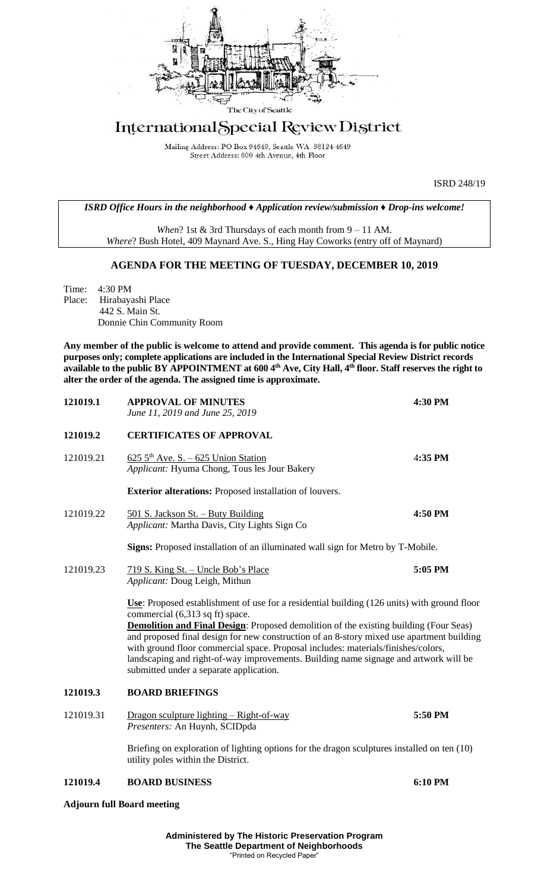The City of Seattle

# International Special Review District

Mailing Address: PO Box 94649, Seattle WA 98124-4649
Street Address: 600 4th Avenue, 4th Floor

ISRD 248/19

***ISRD Office Hours in the neighborhood ♦ Application review/submission ♦ Drop-ins welcome!***

*When*? 1st & 3rd Thursdays of each month from 9 – 11 AM.
*Where*? Bush Hotel, 409 Maynard Ave. S., Hing Hay Coworks (entry off of Maynard)

## AGENDA FOR THE MEETING OF TUESDAY, DECEMBER 10, 2019

Time: 4:30 PM
Place: Hirabayashi Place
442 S. Main St.
Donnie Chin Community Room

**Any member of the public is welcome to attend and provide comment. This agenda is for public notice purposes only; complete applications are included in the International Special Review District records available to the public BY APPOINTMENT at 600 4th Ave, City Hall, 4th floor. Staff reserves the right to alter the order of the agenda. The assigned time is approximate.**

**121019.1 APPROVAL OF MINUTES** **4:30 PM**
*June 11, 2019 and June 25, 2019*

**121019.2 CERTIFICATES OF APPROVAL**

121019.21 625 5th Ave. S. – 625 Union Station **4:35 PM**
*Applicant:* Hyuma Chong, Tous les Jour Bakery

**Exterior alterations:** Proposed installation of louvers.

121019.22 501 S. Jackson St. – Buty Building **4:50 PM**
*Applicant:* Martha Davis, City Lights Sign Co

**Signs:** Proposed installation of an illuminated wall sign for Metro by T-Mobile.

121019.23 719 S. King St. – Uncle Bob's Place **5:05 PM**
*Applicant:* Doug Leigh, Mithun

**Use**: Proposed establishment of use for a residential building (126 units) with ground floor commercial (6,313 sq ft) space.
**Demolition and Final Design**: Proposed demolition of the existing building (Four Seas) and proposed final design for new construction of an 8-story mixed use apartment building with ground floor commercial space. Proposal includes: materials/finishes/colors, landscaping and right-of-way improvements. Building name signage and artwork will be submitted under a separate application.

**121019.3 BOARD BRIEFINGS**

121019.31 Dragon sculpture lighting – Right-of-way **5:50 PM**
*Presenters:* An Huynh, SCIDpda

Briefing on exploration of lighting options for the dragon sculptures installed on ten (10) utility poles within the District.

**121019.4 BOARD BUSINESS** **6:10 PM**

**Adjourn full Board meeting**

**Administered by The Historic Preservation Program**
**The Seattle Department of Neighborhoods**
"Printed on Recycled Paper"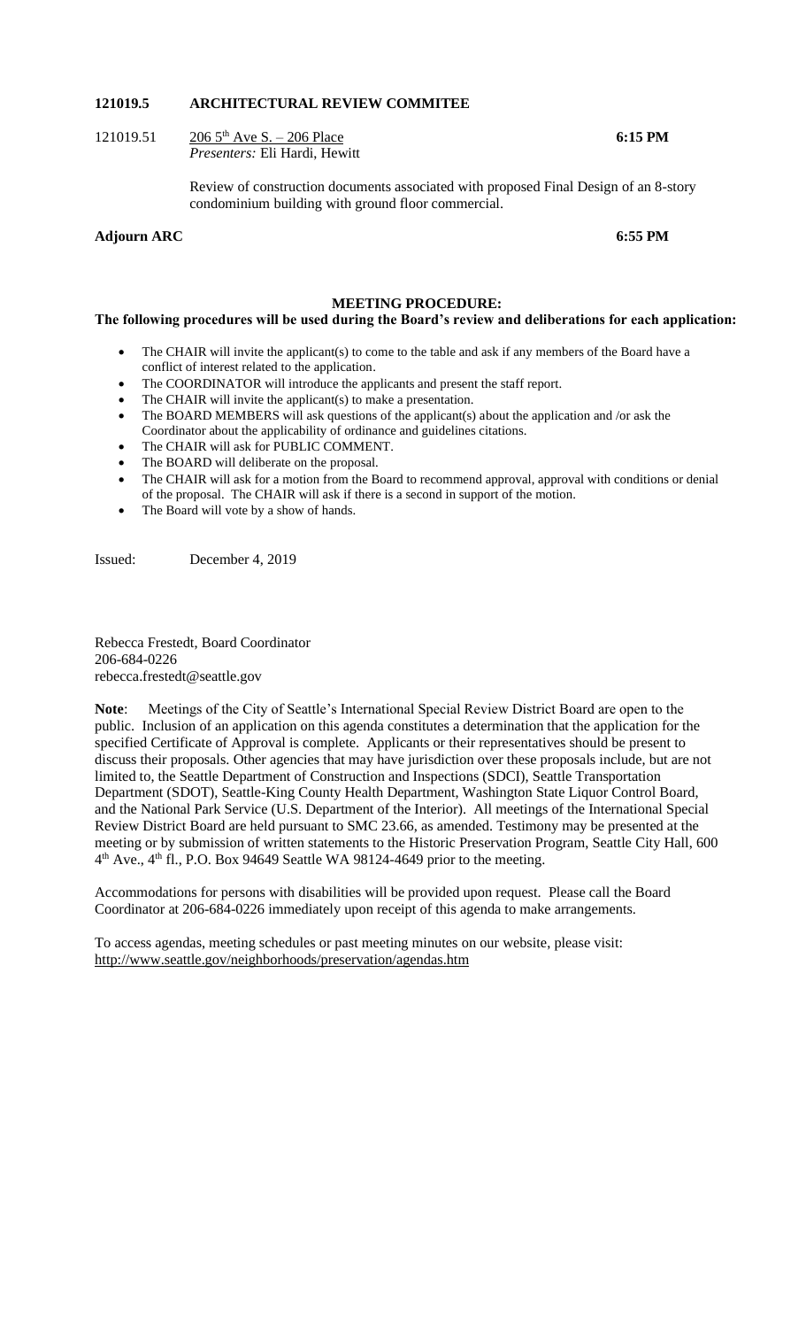**121019.5 ARCHITECTURAL REVIEW COMMITEE**

121019.51 206 5th Ave S. – 206 Place **6:15 PM**
*Presenters:* Eli Hardi, Hewitt

Review of construction documents associated with proposed Final Design of an 8-story condominium building with ground floor commercial.

**Adjourn ARC** **6:55 PM**

**MEETING PROCEDURE:**
**The following procedures will be used during the Board's review and deliberations for each application:**

- The CHAIR will invite the applicant(s) to come to the table and ask if any members of the Board have a conflict of interest related to the application.
- The COORDINATOR will introduce the applicants and present the staff report.
- The CHAIR will invite the applicant(s) to make a presentation.
- The BOARD MEMBERS will ask questions of the applicant(s) about the application and /or ask the Coordinator about the applicability of ordinance and guidelines citations.
- The CHAIR will ask for PUBLIC COMMENT.
- The BOARD will deliberate on the proposal.
- The CHAIR will ask for a motion from the Board to recommend approval, approval with conditions or denial of the proposal. The CHAIR will ask if there is a second in support of the motion.
- The Board will vote by a show of hands.

Issued: December 4, 2019

Rebecca Frestedt, Board Coordinator
206-684-0226
rebecca.frestedt@seattle.gov

**Note**: Meetings of the City of Seattle's International Special Review District Board are open to the public. Inclusion of an application on this agenda constitutes a determination that the application for the specified Certificate of Approval is complete. Applicants or their representatives should be present to discuss their proposals. Other agencies that may have jurisdiction over these proposals include, but are not limited to, the Seattle Department of Construction and Inspections (SDCI), Seattle Transportation Department (SDOT), Seattle-King County Health Department, Washington State Liquor Control Board, and the National Park Service (U.S. Department of the Interior). All meetings of the International Special Review District Board are held pursuant to SMC 23.66, as amended. Testimony may be presented at the meeting or by submission of written statements to the Historic Preservation Program, Seattle City Hall, 600 4th Ave., 4th fl., P.O. Box 94649 Seattle WA 98124-4649 prior to the meeting.

Accommodations for persons with disabilities will be provided upon request. Please call the Board Coordinator at 206-684-0226 immediately upon receipt of this agenda to make arrangements.

To access agendas, meeting schedules or past meeting minutes on our website, please visit: http://www.seattle.gov/neighborhoods/preservation/agendas.htm